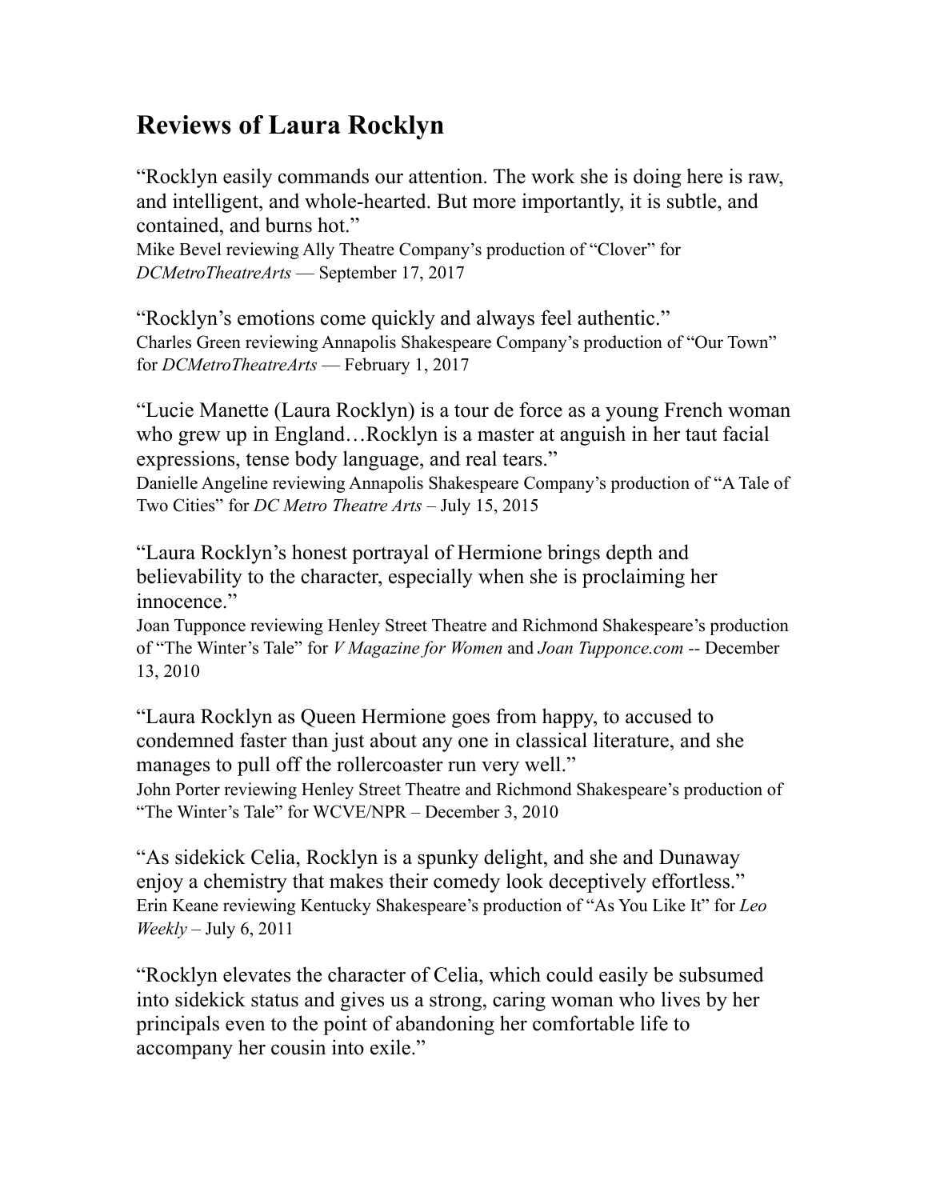# Reviews of Laura Rocklyn

"Rocklyn easily commands our attention. The work she is doing here is raw, and intelligent, and whole-hearted. But more importantly, it is subtle, and contained, and burns hot."
Mike Bevel reviewing Ally Theatre Company's production of "Clover" for *DCMetroTheatreArts* — September 17, 2017

"Rocklyn's emotions come quickly and always feel authentic."
Charles Green reviewing Annapolis Shakespeare Company's production of "Our Town" for *DCMetroTheatreArts* — February 1, 2017

"Lucie Manette (Laura Rocklyn) is a tour de force as a young French woman who grew up in England…Rocklyn is a master at anguish in her taut facial expressions, tense body language, and real tears."
Danielle Angeline reviewing Annapolis Shakespeare Company's production of "A Tale of Two Cities" for *DC Metro Theatre Arts* – July 15, 2015

"Laura Rocklyn's honest portrayal of Hermione brings depth and believability to the character, especially when she is proclaiming her innocence."
Joan Tupponce reviewing Henley Street Theatre and Richmond Shakespeare's production of "The Winter's Tale" for *V Magazine for Women* and *Joan Tupponce.com* -- December 13, 2010

"Laura Rocklyn as Queen Hermione goes from happy, to accused to condemned faster than just about any one in classical literature, and she manages to pull off the rollercoaster run very well."
John Porter reviewing Henley Street Theatre and Richmond Shakespeare's production of "The Winter's Tale" for WCVE/NPR – December 3, 2010

"As sidekick Celia, Rocklyn is a spunky delight, and she and Dunaway enjoy a chemistry that makes their comedy look deceptively effortless."
Erin Keane reviewing Kentucky Shakespeare's production of "As You Like It" for *Leo Weekly* – July 6, 2011

"Rocklyn elevates the character of Celia, which could easily be subsumed into sidekick status and gives us a strong, caring woman who lives by her principals even to the point of abandoning her comfortable life to accompany her cousin into exile."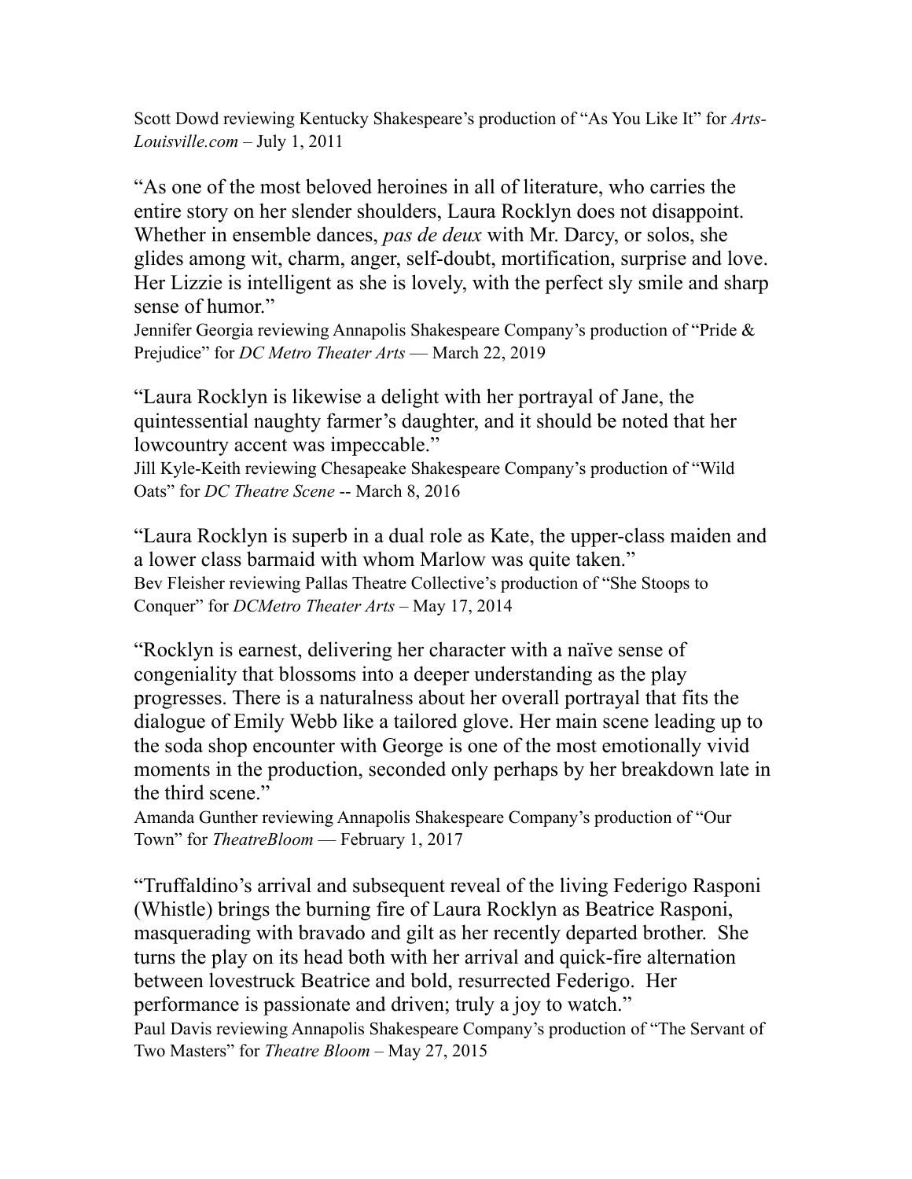Scott Dowd reviewing Kentucky Shakespeare's production of "As You Like It" for *Arts-Louisville.com* – July 1, 2011

"As one of the most beloved heroines in all of literature, who carries the entire story on her slender shoulders, Laura Rocklyn does not disappoint. Whether in ensemble dances, *pas de deux* with Mr. Darcy, or solos, she glides among wit, charm, anger, self-doubt, mortification, surprise and love. Her Lizzie is intelligent as she is lovely, with the perfect sly smile and sharp sense of humor."
Jennifer Georgia reviewing Annapolis Shakespeare Company's production of "Pride & Prejudice" for *DC Metro Theater Arts* — March 22, 2019

"Laura Rocklyn is likewise a delight with her portrayal of Jane, the quintessential naughty farmer's daughter, and it should be noted that her lowcountry accent was impeccable."
Jill Kyle-Keith reviewing Chesapeake Shakespeare Company's production of "Wild Oats" for *DC Theatre Scene* -- March 8, 2016

"Laura Rocklyn is superb in a dual role as Kate, the upper-class maiden and a lower class barmaid with whom Marlow was quite taken."
Bev Fleisher reviewing Pallas Theatre Collective's production of "She Stoops to Conquer" for *DCMetro Theater Arts* – May 17, 2014

"Rocklyn is earnest, delivering her character with a naïve sense of congeniality that blossoms into a deeper understanding as the play progresses. There is a naturalness about her overall portrayal that fits the dialogue of Emily Webb like a tailored glove. Her main scene leading up to the soda shop encounter with George is one of the most emotionally vivid moments in the production, seconded only perhaps by her breakdown late in the third scene."
Amanda Gunther reviewing Annapolis Shakespeare Company's production of "Our Town" for *TheatreBloom* — February 1, 2017

"Truffaldino's arrival and subsequent reveal of the living Federigo Rasponi (Whistle) brings the burning fire of Laura Rocklyn as Beatrice Rasponi, masquerading with bravado and gilt as her recently departed brother. She turns the play on its head both with her arrival and quick-fire alternation between lovestruck Beatrice and bold, resurrected Federigo. Her performance is passionate and driven; truly a joy to watch."
Paul Davis reviewing Annapolis Shakespeare Company's production of "The Servant of Two Masters" for *Theatre Bloom* – May 27, 2015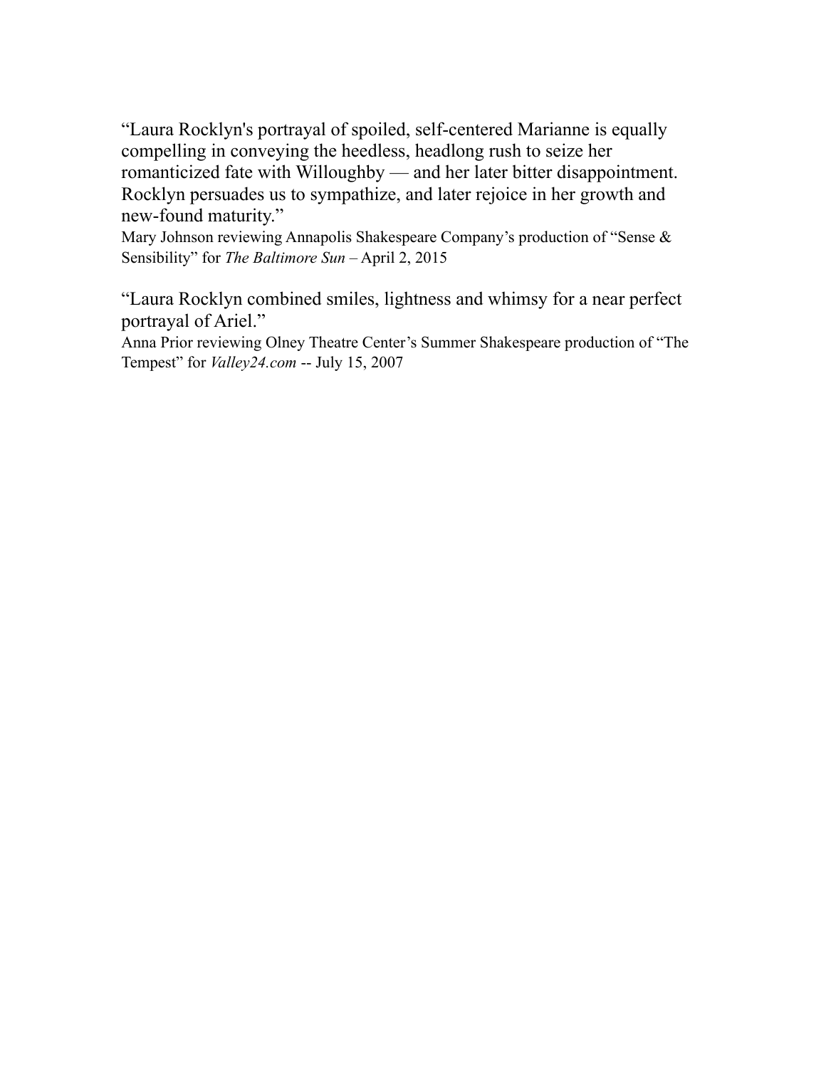"Laura Rocklyn's portrayal of spoiled, self-centered Marianne is equally compelling in conveying the heedless, headlong rush to seize her romanticized fate with Willoughby — and her later bitter disappointment. Rocklyn persuades us to sympathize, and later rejoice in her growth and new-found maturity."

Mary Johnson reviewing Annapolis Shakespeare Company's production of "Sense & Sensibility" for *The Baltimore Sun* – April 2, 2015

"Laura Rocklyn combined smiles, lightness and whimsy for a near perfect portrayal of Ariel."

Anna Prior reviewing Olney Theatre Center's Summer Shakespeare production of "The Tempest" for *Valley24.com* -- July 15, 2007